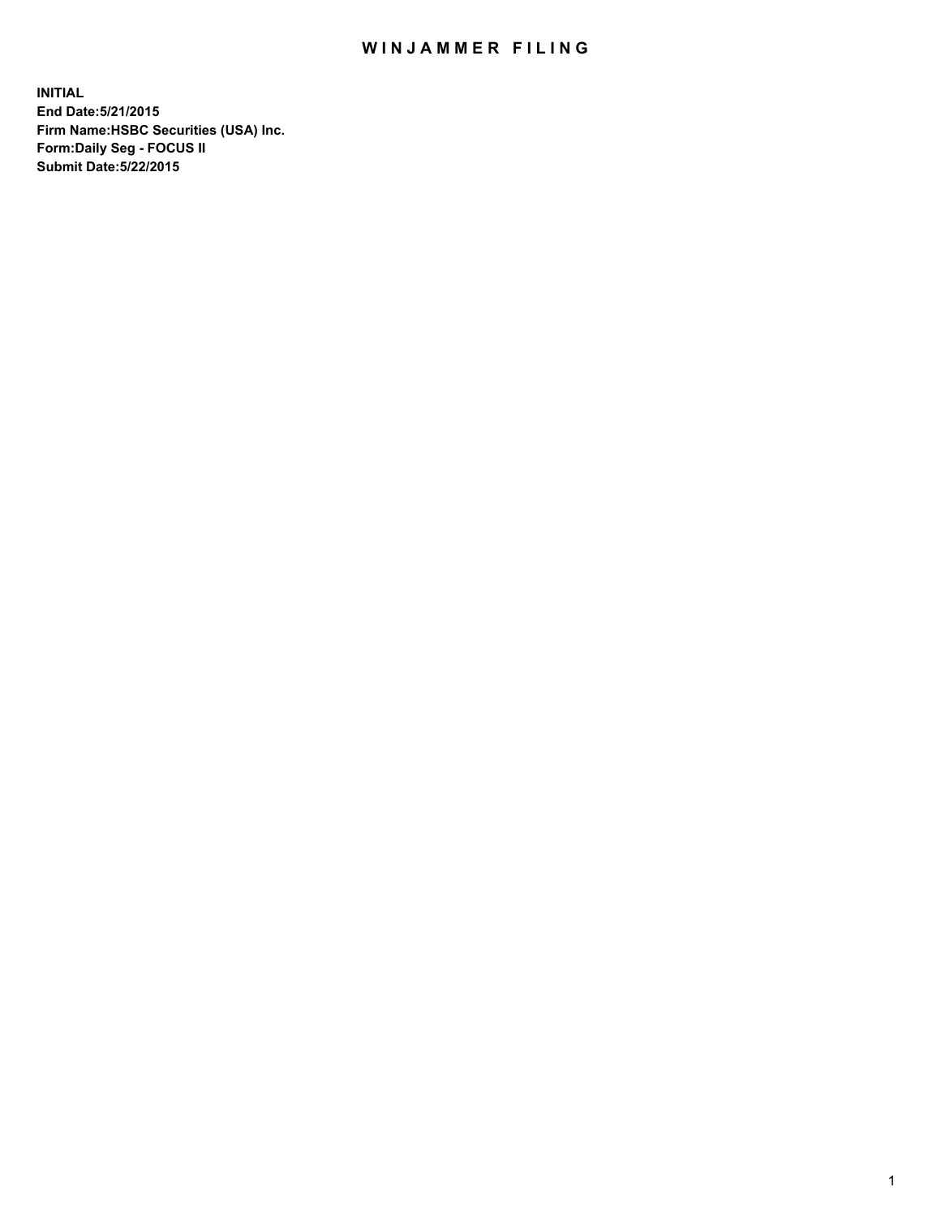# WINJAMMER FILING

**INITIAL**
**End Date:5/21/2015**
**Firm Name:HSBC Securities (USA) Inc.**
**Form:Daily Seg - FOCUS II**
**Submit Date:5/22/2015**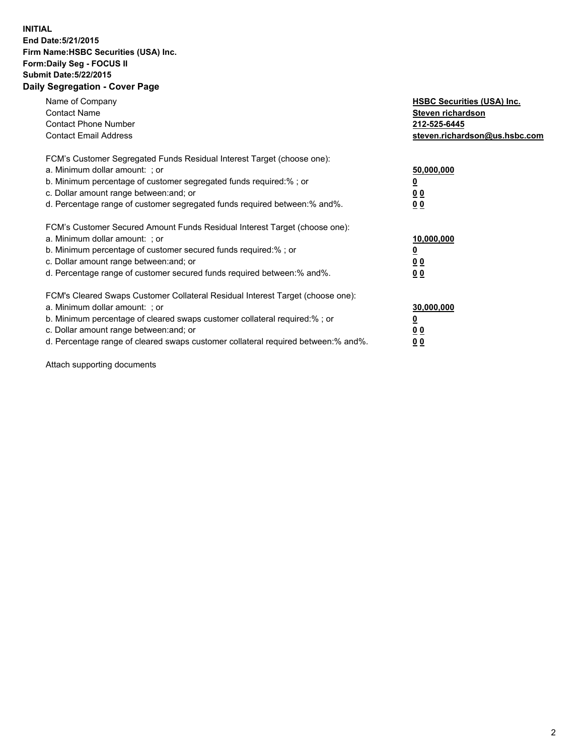**INITIAL**
**End Date:5/21/2015**
**Firm Name:HSBC Securities (USA) Inc.**
**Form:Daily Seg - FOCUS II**
**Submit Date:5/22/2015**

## Daily Segregation - Cover Page

| | |
|---|---|
| Name of Company | **HSBC Securities (USA) Inc.** |
| Contact Name | **Steven richardson** |
| Contact Phone Number | **212-525-6445** |
| Contact Email Address | **steven.richardson@us.hsbc.com** |

FCM's Customer Segregated Funds Residual Interest Target (choose one):

| | |
|---|---|
| a. Minimum dollar amount: ; or | **50,000,000** |
| b. Minimum percentage of customer segregated funds required:% ; or | **0** |
| c. Dollar amount range between:and; or | **0 0** |
| d. Percentage range of customer segregated funds required between:% and%. | **0 0** |

FCM's Customer Secured Amount Funds Residual Interest Target (choose one):

| | |
|---|---|
| a. Minimum dollar amount: ; or | **10,000,000** |
| b. Minimum percentage of customer secured funds required:% ; or | **0** |
| c. Dollar amount range between:and; or | **0 0** |
| d. Percentage range of customer secured funds required between:% and%. | **0 0** |

FCM's Cleared Swaps Customer Collateral Residual Interest Target (choose one):

| | |
|---|---|
| a. Minimum dollar amount: ; or | **30,000,000** |
| b. Minimum percentage of cleared swaps customer collateral required:% ; or | **0** |
| c. Dollar amount range between:and; or | **0 0** |
| d. Percentage range of cleared swaps customer collateral required between:% and%. | **0 0** |

Attach supporting documents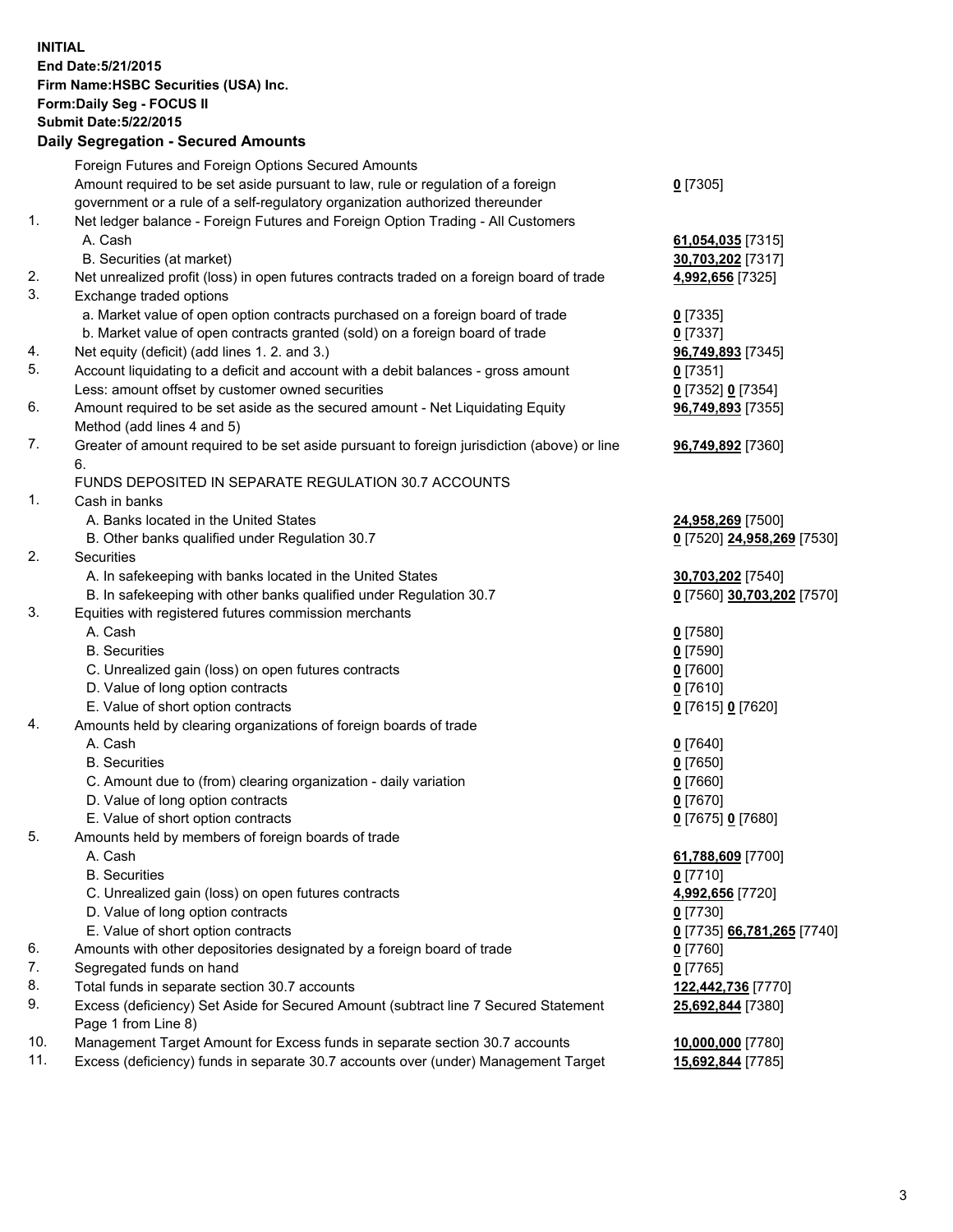**INITIAL**
**End Date:5/21/2015**
**Firm Name:HSBC Securities (USA) Inc.**
**Form:Daily Seg - FOCUS II**
**Submit Date:5/22/2015**

### Daily Segregation - Secured Amounts

| | | |
|---|---|---|
| | Foreign Futures and Foreign Options Secured Amounts | |
| | Amount required to be set aside pursuant to law, rule or regulation of a foreign government or a rule of a self-regulatory organization authorized thereunder | **0** [7305] |
| 1. | Net ledger balance - Foreign Futures and Foreign Option Trading - All Customers | |
| | A. Cash | **61,054,035** [7315] |
| | B. Securities (at market) | **30,703,202** [7317] |
| 2. | Net unrealized profit (loss) in open futures contracts traded on a foreign board of trade | **4,992,656** [7325] |
| 3. | Exchange traded options | |
| | a. Market value of open option contracts purchased on a foreign board of trade | **0** [7335] |
| | b. Market value of open contracts granted (sold) on a foreign board of trade | **0** [7337] |
| 4. | Net equity (deficit) (add lines 1. 2. and 3.) | **96,749,893** [7345] |
| 5. | Account liquidating to a deficit and account with a debit balances - gross amount | **0** [7351] |
| | Less: amount offset by customer owned securities | **0** [7352] **0** [7354] |
| 6. | Amount required to be set aside as the secured amount - Net Liquidating Equity Method (add lines 4 and 5) | **96,749,893** [7355] |
| 7. | Greater of amount required to be set aside pursuant to foreign jurisdiction (above) or line 6. | **96,749,892** [7360] |
| | FUNDS DEPOSITED IN SEPARATE REGULATION 30.7 ACCOUNTS | |
| 1. | Cash in banks | |
| | A. Banks located in the United States | **24,958,269** [7500] |
| | B. Other banks qualified under Regulation 30.7 | **0** [7520] **24,958,269** [7530] |
| 2. | Securities | |
| | A. In safekeeping with banks located in the United States | **30,703,202** [7540] |
| | B. In safekeeping with other banks qualified under Regulation 30.7 | **0** [7560] **30,703,202** [7570] |
| 3. | Equities with registered futures commission merchants | |
| | A. Cash | **0** [7580] |
| | B. Securities | **0** [7590] |
| | C. Unrealized gain (loss) on open futures contracts | **0** [7600] |
| | D. Value of long option contracts | **0** [7610] |
| | E. Value of short option contracts | **0** [7615] **0** [7620] |
| 4. | Amounts held by clearing organizations of foreign boards of trade | |
| | A. Cash | **0** [7640] |
| | B. Securities | **0** [7650] |
| | C. Amount due to (from) clearing organization - daily variation | **0** [7660] |
| | D. Value of long option contracts | **0** [7670] |
| | E. Value of short option contracts | **0** [7675] **0** [7680] |
| 5. | Amounts held by members of foreign boards of trade | |
| | A. Cash | **61,788,609** [7700] |
| | B. Securities | **0** [7710] |
| | C. Unrealized gain (loss) on open futures contracts | **4,992,656** [7720] |
| | D. Value of long option contracts | **0** [7730] |
| | E. Value of short option contracts | **0** [7735] **66,781,265** [7740] |
| 6. | Amounts with other depositories designated by a foreign board of trade | **0** [7760] |
| 7. | Segregated funds on hand | **0** [7765] |
| 8. | Total funds in separate section 30.7 accounts | **122,442,736** [7770] |
| 9. | Excess (deficiency) Set Aside for Secured Amount (subtract line 7 Secured Statement Page 1 from Line 8) | **25,692,844** [7380] |
| 10. | Management Target Amount for Excess funds in separate section 30.7 accounts | **10,000,000** [7780] |
| 11. | Excess (deficiency) funds in separate 30.7 accounts over (under) Management Target | **15,692,844** [7785] |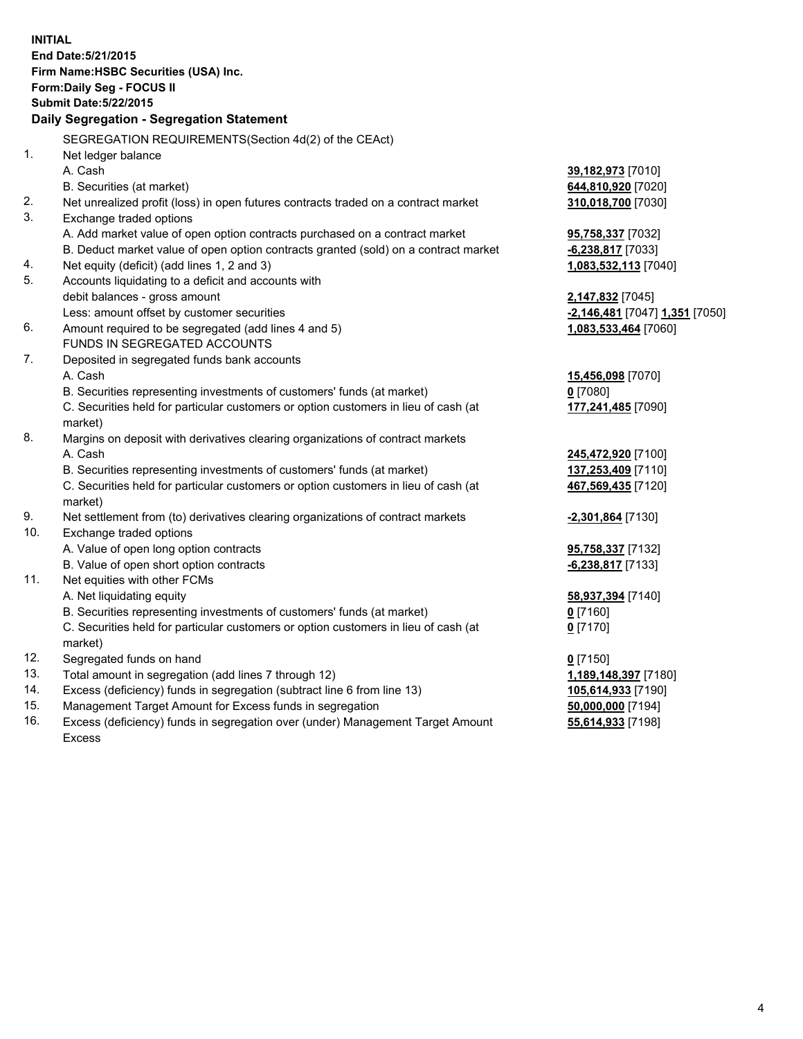**INITIAL**
**End Date:5/21/2015**
**Firm Name:HSBC Securities (USA) Inc.**
**Form:Daily Seg - FOCUS II**
**Submit Date:5/22/2015**

### Daily Segregation - Segregation Statement

SEGREGATION REQUIREMENTS(Section 4d(2) of the CEAct)

| | | |
|---|---|---|
| 1. | Net ledger balance | |
| | A. Cash | **39,182,973** [7010] |
| | B. Securities (at market) | **644,810,920** [7020] |
| 2. | Net unrealized profit (loss) in open futures contracts traded on a contract market | **310,018,700** [7030] |
| 3. | Exchange traded options | |
| | A. Add market value of open option contracts purchased on a contract market | **95,758,337** [7032] |
| | B. Deduct market value of open option contracts granted (sold) on a contract market | **-6,238,817** [7033] |
| 4. | Net equity (deficit) (add lines 1, 2 and 3) | **1,083,532,113** [7040] |
| 5. | Accounts liquidating to a deficit and accounts with debit balances - gross amount | **2,147,832** [7045] |
| | Less: amount offset by customer securities | **-2,146,481** [7047] **1,351** [7050] |
| 6. | Amount required to be segregated (add lines 4 and 5) | **1,083,533,464** [7060] |
| | FUNDS IN SEGREGATED ACCOUNTS | |
| 7. | Deposited in segregated funds bank accounts | |
| | A. Cash | **15,456,098** [7070] |
| | B. Securities representing investments of customers' funds (at market) | **0** [7080] |
| | C. Securities held for particular customers or option customers in lieu of cash (at market) | **177,241,485** [7090] |
| 8. | Margins on deposit with derivatives clearing organizations of contract markets | |
| | A. Cash | **245,472,920** [7100] |
| | B. Securities representing investments of customers' funds (at market) | **137,253,409** [7110] |
| | C. Securities held for particular customers or option customers in lieu of cash (at market) | **467,569,435** [7120] |
| 9. | Net settlement from (to) derivatives clearing organizations of contract markets | **-2,301,864** [7130] |
| 10. | Exchange traded options | |
| | A. Value of open long option contracts | **95,758,337** [7132] |
| | B. Value of open short option contracts | **-6,238,817** [7133] |
| 11. | Net equities with other FCMs | |
| | A. Net liquidating equity | **58,937,394** [7140] |
| | B. Securities representing investments of customers' funds (at market) | **0** [7160] |
| | C. Securities held for particular customers or option customers in lieu of cash (at market) | **0** [7170] |
| 12. | Segregated funds on hand | **0** [7150] |
| 13. | Total amount in segregation (add lines 7 through 12) | **1,189,148,397** [7180] |
| 14. | Excess (deficiency) funds in segregation (subtract line 6 from line 13) | **105,614,933** [7190] |
| 15. | Management Target Amount for Excess funds in segregation | **50,000,000** [7194] |
| 16. | Excess (deficiency) funds in segregation over (under) Management Target Amount Excess | **55,614,933** [7198] |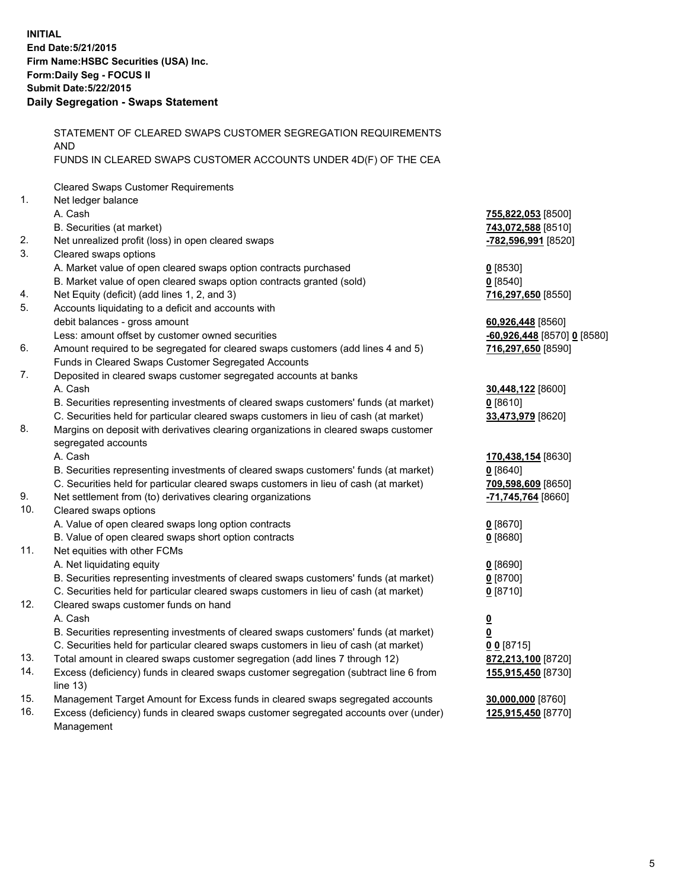**INITIAL**
**End Date:5/21/2015**
**Firm Name:HSBC Securities (USA) Inc.**
**Form:Daily Seg - FOCUS II**
**Submit Date:5/22/2015**
**Daily Segregation - Swaps Statement**

STATEMENT OF CLEARED SWAPS CUSTOMER SEGREGATION REQUIREMENTS AND FUNDS IN CLEARED SWAPS CUSTOMER ACCOUNTS UNDER 4D(F) OF THE CEA

| | | |
|---|---|---|
| | Cleared Swaps Customer Requirements | |
| 1. | Net ledger balance | |
| | A. Cash | **755,822,053** [8500] |
| | B. Securities (at market) | **743,072,588** [8510] |
| 2. | Net unrealized profit (loss) in open cleared swaps | **-782,596,991** [8520] |
| 3. | Cleared swaps options | |
| | A. Market value of open cleared swaps option contracts purchased | **0** [8530] |
| | B. Market value of open cleared swaps option contracts granted (sold) | **0** [8540] |
| 4. | Net Equity (deficit) (add lines 1, 2, and 3) | **716,297,650** [8550] |
| 5. | Accounts liquidating to a deficit and accounts with debit balances - gross amount | **60,926,448** [8560] |
| | Less: amount offset by customer owned securities | **-60,926,448** [8570] **0** [8580] |
| 6. | Amount required to be segregated for cleared swaps customers (add lines 4 and 5) | **716,297,650** [8590] |
| | Funds in Cleared Swaps Customer Segregated Accounts | |
| 7. | Deposited in cleared swaps customer segregated accounts at banks | |
| | A. Cash | **30,448,122** [8600] |
| | B. Securities representing investments of cleared swaps customers' funds (at market) | **0** [8610] |
| | C. Securities held for particular cleared swaps customers in lieu of cash (at market) | **33,473,979** [8620] |
| 8. | Margins on deposit with derivatives clearing organizations in cleared swaps customer segregated accounts | |
| | A. Cash | **170,438,154** [8630] |
| | B. Securities representing investments of cleared swaps customers' funds (at market) | **0** [8640] |
| | C. Securities held for particular cleared swaps customers in lieu of cash (at market) | **709,598,609** [8650] |
| 9. | Net settlement from (to) derivatives clearing organizations | **-71,745,764** [8660] |
| 10. | Cleared swaps options | |
| | A. Value of open cleared swaps long option contracts | **0** [8670] |
| | B. Value of open cleared swaps short option contracts | **0** [8680] |
| 11. | Net equities with other FCMs | |
| | A. Net liquidating equity | **0** [8690] |
| | B. Securities representing investments of cleared swaps customers' funds (at market) | **0** [8700] |
| | C. Securities held for particular cleared swaps customers in lieu of cash (at market) | **0** [8710] |
| 12. | Cleared swaps customer funds on hand | |
| | A. Cash | **0** |
| | B. Securities representing investments of cleared swaps customers' funds (at market) | **0** |
| | C. Securities held for particular cleared swaps customers in lieu of cash (at market) | **0** **0** [8715] |
| 13. | Total amount in cleared swaps customer segregation (add lines 7 through 12) | **872,213,100** [8720] |
| 14. | Excess (deficiency) funds in cleared swaps customer segregation (subtract line 6 from line 13) | **155,915,450** [8730] |
| 15. | Management Target Amount for Excess funds in cleared swaps segregated accounts | **30,000,000** [8760] |
| 16. | Excess (deficiency) funds in cleared swaps customer segregated accounts over (under) Management | **125,915,450** [8770] |